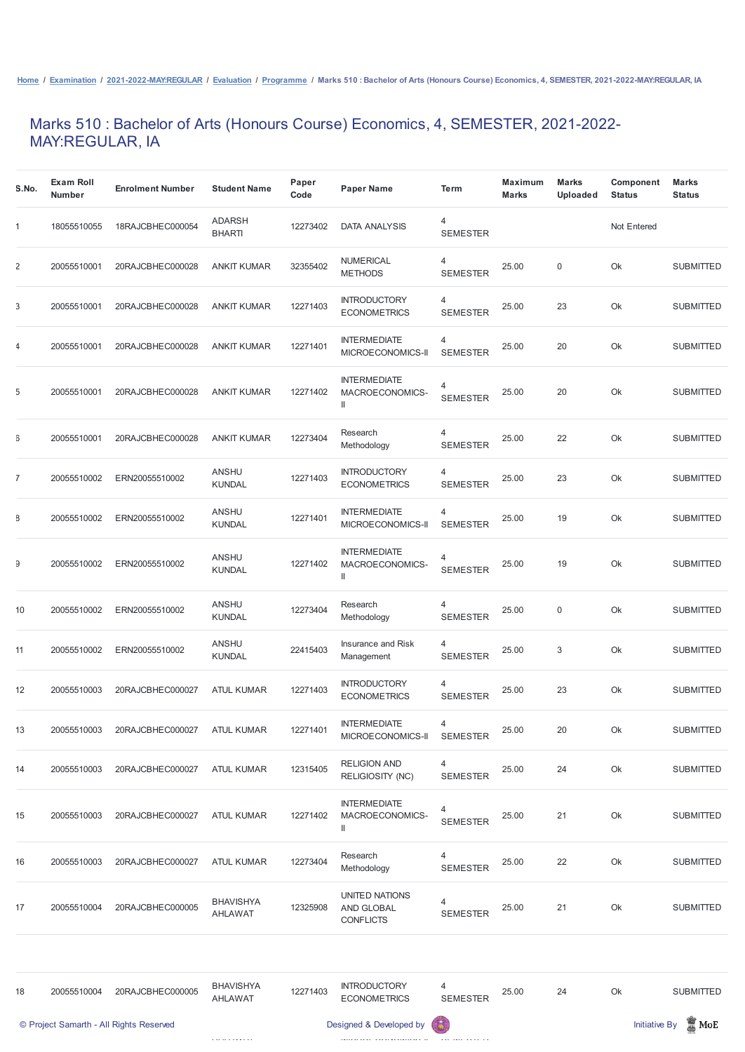Home / Examination / 2021-2022-MAY:REGULAR / Evaluation / Programme / Marks 510 : Bachelor of Arts (Honours Course) Economics, 4, SEMESTER, 2021-2022-MAY:REGULAR, IA

# Marks 510 : Bachelor of Arts (Honours Course) Economics, 4, SEMESTER, 2021-2022-MAY:REGULAR, IA

| S.No. | Exam Roll Number | Enrolment Number | Student Name | Paper Code | Paper Name | Term | Maximum Marks | Marks Uploaded | Component Status | Marks Status |
|---|---|---|---|---|---|---|---|---|---|---|
| 1 | 18055510055 | 18RAJCBHEC000054 | ADARSH BHARTI | 12273402 | DATA ANALYSIS | 4 SEMESTER | | | Not Entered | |
| 2 | 20055510001 | 20RAJCBHEC000028 | ANKIT KUMAR | 32355402 | NUMERICAL METHODS | 4 SEMESTER | 25.00 | 0 | Ok | SUBMITTED |
| 3 | 20055510001 | 20RAJCBHEC000028 | ANKIT KUMAR | 12271403 | INTRODUCTORY ECONOMETRICS | 4 SEMESTER | 25.00 | 23 | Ok | SUBMITTED |
| 4 | 20055510001 | 20RAJCBHEC000028 | ANKIT KUMAR | 12271401 | INTERMEDIATE MICROECONOMICS-II | 4 SEMESTER | 25.00 | 20 | Ok | SUBMITTED |
| 5 | 20055510001 | 20RAJCBHEC000028 | ANKIT KUMAR | 12271402 | INTERMEDIATE MACROECONOMICS-II | 4 SEMESTER | 25.00 | 20 | Ok | SUBMITTED |
| 6 | 20055510001 | 20RAJCBHEC000028 | ANKIT KUMAR | 12273404 | Research Methodology | 4 SEMESTER | 25.00 | 22 | Ok | SUBMITTED |
| 7 | 20055510002 | ERN20055510002 | ANSHU KUNDAL | 12271403 | INTRODUCTORY ECONOMETRICS | 4 SEMESTER | 25.00 | 23 | Ok | SUBMITTED |
| 8 | 20055510002 | ERN20055510002 | ANSHU KUNDAL | 12271401 | INTERMEDIATE MICROECONOMICS-II | 4 SEMESTER | 25.00 | 19 | Ok | SUBMITTED |
| 9 | 20055510002 | ERN20055510002 | ANSHU KUNDAL | 12271402 | INTERMEDIATE MACROECONOMICS-II | 4 SEMESTER | 25.00 | 19 | Ok | SUBMITTED |
| 10 | 20055510002 | ERN20055510002 | ANSHU KUNDAL | 12273404 | Research Methodology | 4 SEMESTER | 25.00 | 0 | Ok | SUBMITTED |
| 11 | 20055510002 | ERN20055510002 | ANSHU KUNDAL | 22415403 | Insurance and Risk Management | 4 SEMESTER | 25.00 | 3 | Ok | SUBMITTED |
| 12 | 20055510003 | 20RAJCBHEC000027 | ATUL KUMAR | 12271403 | INTRODUCTORY ECONOMETRICS | 4 SEMESTER | 25.00 | 23 | Ok | SUBMITTED |
| 13 | 20055510003 | 20RAJCBHEC000027 | ATUL KUMAR | 12271401 | INTERMEDIATE MICROECONOMICS-II | 4 SEMESTER | 25.00 | 20 | Ok | SUBMITTED |
| 14 | 20055510003 | 20RAJCBHEC000027 | ATUL KUMAR | 12315405 | RELIGION AND RELIGIOSITY (NC) | 4 SEMESTER | 25.00 | 24 | Ok | SUBMITTED |
| 15 | 20055510003 | 20RAJCBHEC000027 | ATUL KUMAR | 12271402 | INTERMEDIATE MACROECONOMICS-II | 4 SEMESTER | 25.00 | 21 | Ok | SUBMITTED |
| 16 | 20055510003 | 20RAJCBHEC000027 | ATUL KUMAR | 12273404 | Research Methodology | 4 SEMESTER | 25.00 | 22 | Ok | SUBMITTED |
| 17 | 20055510004 | 20RAJCBHEC000005 | BHAVISHYA AHLAWAT | 12325908 | UNITED NATIONS AND GLOBAL CONFLICTS | 4 SEMESTER | 25.00 | 21 | Ok | SUBMITTED |
| 18 | 20055510004 | 20RAJCBHEC000005 | BHAVISHYA AHLAWAT | 12271403 | INTRODUCTORY ECONOMETRICS | 4 SEMESTER | 25.00 | 24 | Ok | SUBMITTED |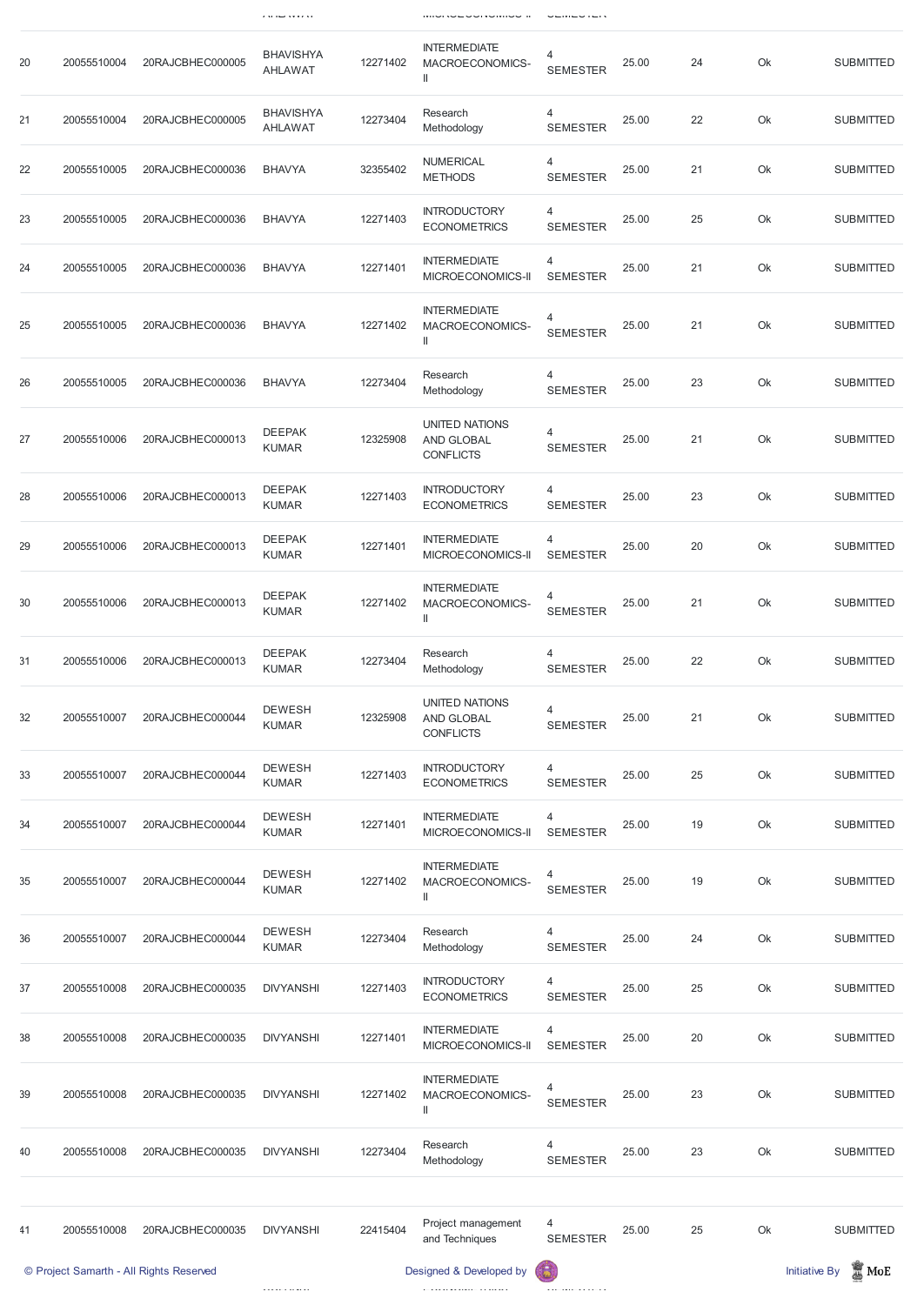| 20 | 20055510004 | 20RAJCBHEC000005 | BHAVISHYA AHLAWAT | 12271402 | INTERMEDIATE MACROECONOMICS-II | 4 SEMESTER | 25.00 | 24 | Ok | SUBMITTED |
|---|---|---|---|---|---|---|---|---|---|---|
| 21 | 20055510004 | 20RAJCBHEC000005 | BHAVISHYA AHLAWAT | 12273404 | Research Methodology | 4 SEMESTER | 25.00 | 22 | Ok | SUBMITTED |
| 22 | 20055510005 | 20RAJCBHEC000036 | BHAVYA | 32355402 | NUMERICAL METHODS | 4 SEMESTER | 25.00 | 21 | Ok | SUBMITTED |
| 23 | 20055510005 | 20RAJCBHEC000036 | BHAVYA | 12271403 | INTRODUCTORY ECONOMETRICS | 4 SEMESTER | 25.00 | 25 | Ok | SUBMITTED |
| 24 | 20055510005 | 20RAJCBHEC000036 | BHAVYA | 12271401 | INTERMEDIATE MICROECONOMICS-II | 4 SEMESTER | 25.00 | 21 | Ok | SUBMITTED |
| 25 | 20055510005 | 20RAJCBHEC000036 | BHAVYA | 12271402 | INTERMEDIATE MACROECONOMICS-II | 4 SEMESTER | 25.00 | 21 | Ok | SUBMITTED |
| 26 | 20055510005 | 20RAJCBHEC000036 | BHAVYA | 12273404 | Research Methodology | 4 SEMESTER | 25.00 | 23 | Ok | SUBMITTED |
| 27 | 20055510006 | 20RAJCBHEC000013 | DEEPAK KUMAR | 12325908 | UNITED NATIONS AND GLOBAL CONFLICTS | 4 SEMESTER | 25.00 | 21 | Ok | SUBMITTED |
| 28 | 20055510006 | 20RAJCBHEC000013 | DEEPAK KUMAR | 12271403 | INTRODUCTORY ECONOMETRICS | 4 SEMESTER | 25.00 | 23 | Ok | SUBMITTED |
| 29 | 20055510006 | 20RAJCBHEC000013 | DEEPAK KUMAR | 12271401 | INTERMEDIATE MICROECONOMICS-II | 4 SEMESTER | 25.00 | 20 | Ok | SUBMITTED |
| 30 | 20055510006 | 20RAJCBHEC000013 | DEEPAK KUMAR | 12271402 | INTERMEDIATE MACROECONOMICS-II | 4 SEMESTER | 25.00 | 21 | Ok | SUBMITTED |
| 31 | 20055510006 | 20RAJCBHEC000013 | DEEPAK KUMAR | 12273404 | Research Methodology | 4 SEMESTER | 25.00 | 22 | Ok | SUBMITTED |
| 32 | 20055510007 | 20RAJCBHEC000044 | DEWESH KUMAR | 12325908 | UNITED NATIONS AND GLOBAL CONFLICTS | 4 SEMESTER | 25.00 | 21 | Ok | SUBMITTED |
| 33 | 20055510007 | 20RAJCBHEC000044 | DEWESH KUMAR | 12271403 | INTRODUCTORY ECONOMETRICS | 4 SEMESTER | 25.00 | 25 | Ok | SUBMITTED |
| 34 | 20055510007 | 20RAJCBHEC000044 | DEWESH KUMAR | 12271401 | INTERMEDIATE MICROECONOMICS-II | 4 SEMESTER | 25.00 | 19 | Ok | SUBMITTED |
| 35 | 20055510007 | 20RAJCBHEC000044 | DEWESH KUMAR | 12271402 | INTERMEDIATE MACROECONOMICS-II | 4 SEMESTER | 25.00 | 19 | Ok | SUBMITTED |
| 36 | 20055510007 | 20RAJCBHEC000044 | DEWESH KUMAR | 12273404 | Research Methodology | 4 SEMESTER | 25.00 | 24 | Ok | SUBMITTED |
| 37 | 20055510008 | 20RAJCBHEC000035 | DIVYANSHI | 12271403 | INTRODUCTORY ECONOMETRICS | 4 SEMESTER | 25.00 | 25 | Ok | SUBMITTED |
| 38 | 20055510008 | 20RAJCBHEC000035 | DIVYANSHI | 12271401 | INTERMEDIATE MICROECONOMICS-II | 4 SEMESTER | 25.00 | 20 | Ok | SUBMITTED |
| 39 | 20055510008 | 20RAJCBHEC000035 | DIVYANSHI | 12271402 | INTERMEDIATE MACROECONOMICS-II | 4 SEMESTER | 25.00 | 23 | Ok | SUBMITTED |
| 40 | 20055510008 | 20RAJCBHEC000035 | DIVYANSHI | 12273404 | Research Methodology | 4 SEMESTER | 25.00 | 23 | Ok | SUBMITTED |
| 41 | 20055510008 | 20RAJCBHEC000035 | DIVYANSHI | 22415404 | Project management and Techniques | 4 SEMESTER | 25.00 | 25 | Ok | SUBMITTED |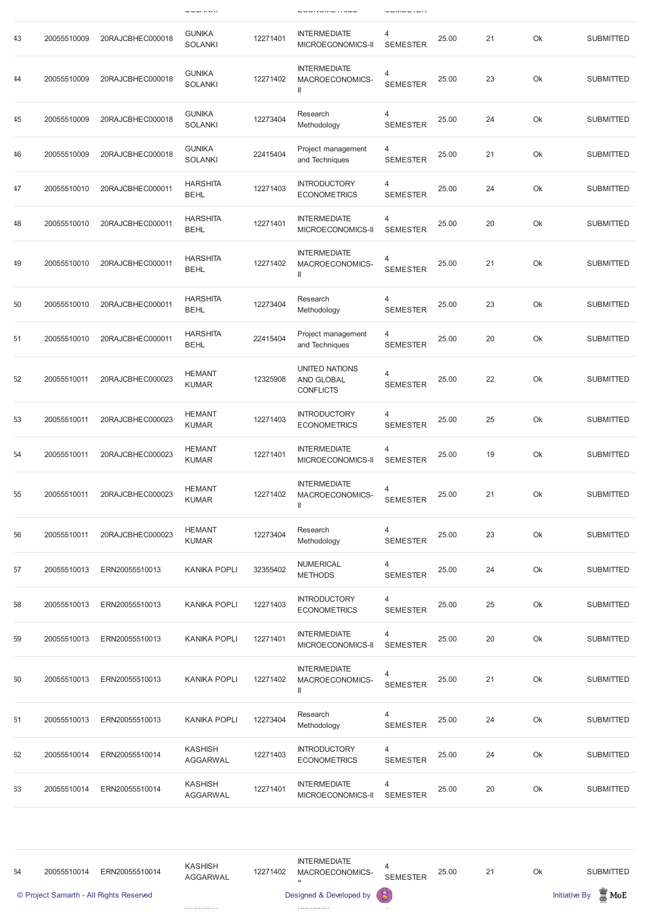| 43 | 20055510009 | 20RAJCBHEC000018 | GUNIKA SOLANKI | 12271401 | INTERMEDIATE MICROECONOMICS-II | 4 SEMESTER | 25.00 | 21 | Ok | SUBMITTED |
|---|---|---|---|---|---|---|---|---|---|---|
| 44 | 20055510009 | 20RAJCBHEC000018 | GUNIKA SOLANKI | 12271402 | INTERMEDIATE MACROECONOMICS-II | 4 SEMESTER | 25.00 | 23 | Ok | SUBMITTED |
| 45 | 20055510009 | 20RAJCBHEC000018 | GUNIKA SOLANKI | 12273404 | Research Methodology | 4 SEMESTER | 25.00 | 24 | Ok | SUBMITTED |
| 46 | 20055510009 | 20RAJCBHEC000018 | GUNIKA SOLANKI | 22415404 | Project management and Techniques | 4 SEMESTER | 25.00 | 21 | Ok | SUBMITTED |
| 47 | 20055510010 | 20RAJCBHEC000011 | HARSHITA BEHL | 12271403 | INTRODUCTORY ECONOMETRICS | 4 SEMESTER | 25.00 | 24 | Ok | SUBMITTED |
| 48 | 20055510010 | 20RAJCBHEC000011 | HARSHITA BEHL | 12271401 | INTERMEDIATE MICROECONOMICS-II | 4 SEMESTER | 25.00 | 20 | Ok | SUBMITTED |
| 49 | 20055510010 | 20RAJCBHEC000011 | HARSHITA BEHL | 12271402 | INTERMEDIATE MACROECONOMICS-II | 4 SEMESTER | 25.00 | 21 | Ok | SUBMITTED |
| 50 | 20055510010 | 20RAJCBHEC000011 | HARSHITA BEHL | 12273404 | Research Methodology | 4 SEMESTER | 25.00 | 23 | Ok | SUBMITTED |
| 51 | 20055510010 | 20RAJCBHEC000011 | HARSHITA BEHL | 22415404 | Project management and Techniques | 4 SEMESTER | 25.00 | 20 | Ok | SUBMITTED |
| 52 | 20055510011 | 20RAJCBHEC000023 | HEMANT KUMAR | 12325908 | UNITED NATIONS AND GLOBAL CONFLICTS | 4 SEMESTER | 25.00 | 22 | Ok | SUBMITTED |
| 53 | 20055510011 | 20RAJCBHEC000023 | HEMANT KUMAR | 12271403 | INTRODUCTORY ECONOMETRICS | 4 SEMESTER | 25.00 | 25 | Ok | SUBMITTED |
| 54 | 20055510011 | 20RAJCBHEC000023 | HEMANT KUMAR | 12271401 | INTERMEDIATE MICROECONOMICS-II | 4 SEMESTER | 25.00 | 19 | Ok | SUBMITTED |
| 55 | 20055510011 | 20RAJCBHEC000023 | HEMANT KUMAR | 12271402 | INTERMEDIATE MACROECONOMICS-II | 4 SEMESTER | 25.00 | 21 | Ok | SUBMITTED |
| 56 | 20055510011 | 20RAJCBHEC000023 | HEMANT KUMAR | 12273404 | Research Methodology | 4 SEMESTER | 25.00 | 23 | Ok | SUBMITTED |
| 57 | 20055510013 | ERN20055510013 | KANIKA POPLI | 32355402 | NUMERICAL METHODS | 4 SEMESTER | 25.00 | 24 | Ok | SUBMITTED |
| 58 | 20055510013 | ERN20055510013 | KANIKA POPLI | 12271403 | INTRODUCTORY ECONOMETRICS | 4 SEMESTER | 25.00 | 25 | Ok | SUBMITTED |
| 59 | 20055510013 | ERN20055510013 | KANIKA POPLI | 12271401 | INTERMEDIATE MICROECONOMICS-II | 4 SEMESTER | 25.00 | 20 | Ok | SUBMITTED |
| 60 | 20055510013 | ERN20055510013 | KANIKA POPLI | 12271402 | INTERMEDIATE MACROECONOMICS-II | 4 SEMESTER | 25.00 | 21 | Ok | SUBMITTED |
| 61 | 20055510013 | ERN20055510013 | KANIKA POPLI | 12273404 | Research Methodology | 4 SEMESTER | 25.00 | 24 | Ok | SUBMITTED |
| 62 | 20055510014 | ERN20055510014 | KASHISH AGGARWAL | 12271403 | INTRODUCTORY ECONOMETRICS | 4 SEMESTER | 25.00 | 24 | Ok | SUBMITTED |
| 63 | 20055510014 | ERN20055510014 | KASHISH AGGARWAL | 12271401 | INTERMEDIATE MICROECONOMICS-II | 4 SEMESTER | 25.00 | 20 | Ok | SUBMITTED |
| 64 | 20055510014 | ERN20055510014 | KASHISH AGGARWAL | 12271402 | INTERMEDIATE MACROECONOMICS-II | 4 SEMESTER | 25.00 | 21 | Ok | SUBMITTED |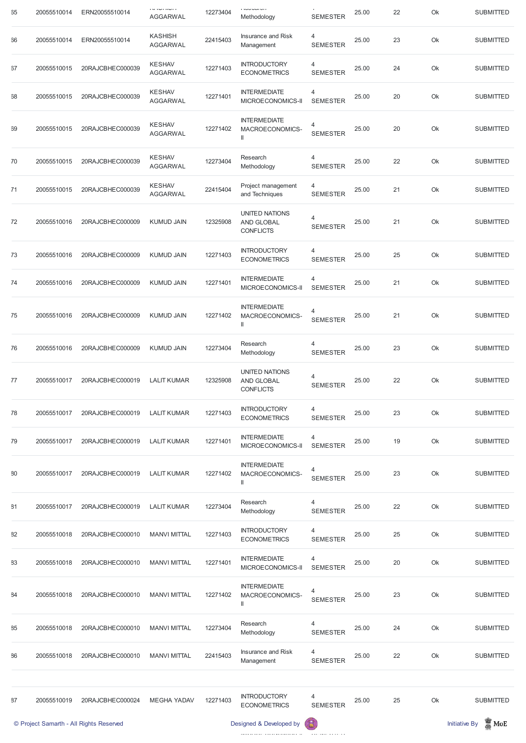| 65 | 20055510014 | ERN20055510014 | KASHISH AGGARWAL | 12273404 | Research Methodology | 4 SEMESTER | 25.00 | 22 | Ok | SUBMITTED |
|---|---|---|---|---|---|---|---|---|---|---|
| 66 | 20055510014 | ERN20055510014 | KASHISH AGGARWAL | 22415403 | Insurance and Risk Management | 4 SEMESTER | 25.00 | 23 | Ok | SUBMITTED |
| 67 | 20055510015 | 20RAJCBHEC000039 | KESHAV AGGARWAL | 12271403 | INTRODUCTORY ECONOMETRICS | 4 SEMESTER | 25.00 | 24 | Ok | SUBMITTED |
| 68 | 20055510015 | 20RAJCBHEC000039 | KESHAV AGGARWAL | 12271401 | INTERMEDIATE MICROECONOMICS-II | 4 SEMESTER | 25.00 | 20 | Ok | SUBMITTED |
| 69 | 20055510015 | 20RAJCBHEC000039 | KESHAV AGGARWAL | 12271402 | INTERMEDIATE MACROECONOMICS-II | 4 SEMESTER | 25.00 | 20 | Ok | SUBMITTED |
| 70 | 20055510015 | 20RAJCBHEC000039 | KESHAV AGGARWAL | 12273404 | Research Methodology | 4 SEMESTER | 25.00 | 22 | Ok | SUBMITTED |
| 71 | 20055510015 | 20RAJCBHEC000039 | KESHAV AGGARWAL | 22415404 | Project management and Techniques | 4 SEMESTER | 25.00 | 21 | Ok | SUBMITTED |
| 72 | 20055510016 | 20RAJCBHEC000009 | KUMUD JAIN | 12325908 | UNITED NATIONS AND GLOBAL CONFLICTS | 4 SEMESTER | 25.00 | 21 | Ok | SUBMITTED |
| 73 | 20055510016 | 20RAJCBHEC000009 | KUMUD JAIN | 12271403 | INTRODUCTORY ECONOMETRICS | 4 SEMESTER | 25.00 | 25 | Ok | SUBMITTED |
| 74 | 20055510016 | 20RAJCBHEC000009 | KUMUD JAIN | 12271401 | INTERMEDIATE MICROECONOMICS-II | 4 SEMESTER | 25.00 | 21 | Ok | SUBMITTED |
| 75 | 20055510016 | 20RAJCBHEC000009 | KUMUD JAIN | 12271402 | INTERMEDIATE MACROECONOMICS-II | 4 SEMESTER | 25.00 | 21 | Ok | SUBMITTED |
| 76 | 20055510016 | 20RAJCBHEC000009 | KUMUD JAIN | 12273404 | Research Methodology | 4 SEMESTER | 25.00 | 23 | Ok | SUBMITTED |
| 77 | 20055510017 | 20RAJCBHEC000019 | LALIT KUMAR | 12325908 | UNITED NATIONS AND GLOBAL CONFLICTS | 4 SEMESTER | 25.00 | 22 | Ok | SUBMITTED |
| 78 | 20055510017 | 20RAJCBHEC000019 | LALIT KUMAR | 12271403 | INTRODUCTORY ECONOMETRICS | 4 SEMESTER | 25.00 | 23 | Ok | SUBMITTED |
| 79 | 20055510017 | 20RAJCBHEC000019 | LALIT KUMAR | 12271401 | INTERMEDIATE MICROECONOMICS-II | 4 SEMESTER | 25.00 | 19 | Ok | SUBMITTED |
| 80 | 20055510017 | 20RAJCBHEC000019 | LALIT KUMAR | 12271402 | INTERMEDIATE MACROECONOMICS-II | 4 SEMESTER | 25.00 | 23 | Ok | SUBMITTED |
| 81 | 20055510017 | 20RAJCBHEC000019 | LALIT KUMAR | 12273404 | Research Methodology | 4 SEMESTER | 25.00 | 22 | Ok | SUBMITTED |
| 82 | 20055510018 | 20RAJCBHEC000010 | MANVI MITTAL | 12271403 | INTRODUCTORY ECONOMETRICS | 4 SEMESTER | 25.00 | 25 | Ok | SUBMITTED |
| 83 | 20055510018 | 20RAJCBHEC000010 | MANVI MITTAL | 12271401 | INTERMEDIATE MICROECONOMICS-II | 4 SEMESTER | 25.00 | 20 | Ok | SUBMITTED |
| 84 | 20055510018 | 20RAJCBHEC000010 | MANVI MITTAL | 12271402 | INTERMEDIATE MACROECONOMICS-II | 4 SEMESTER | 25.00 | 23 | Ok | SUBMITTED |
| 85 | 20055510018 | 20RAJCBHEC000010 | MANVI MITTAL | 12273404 | Research Methodology | 4 SEMESTER | 25.00 | 24 | Ok | SUBMITTED |
| 86 | 20055510018 | 20RAJCBHEC000010 | MANVI MITTAL | 22415403 | Insurance and Risk Management | 4 SEMESTER | 25.00 | 22 | Ok | SUBMITTED |
| 87 | 20055510019 | 20RAJCBHEC000024 | MEGHA YADAV | 12271403 | INTRODUCTORY ECONOMETRICS | 4 SEMESTER | 25.00 | 25 | Ok | SUBMITTED |

© Project Samarth - All Rights Reserved | Designed & Developed by | Initiative By MoE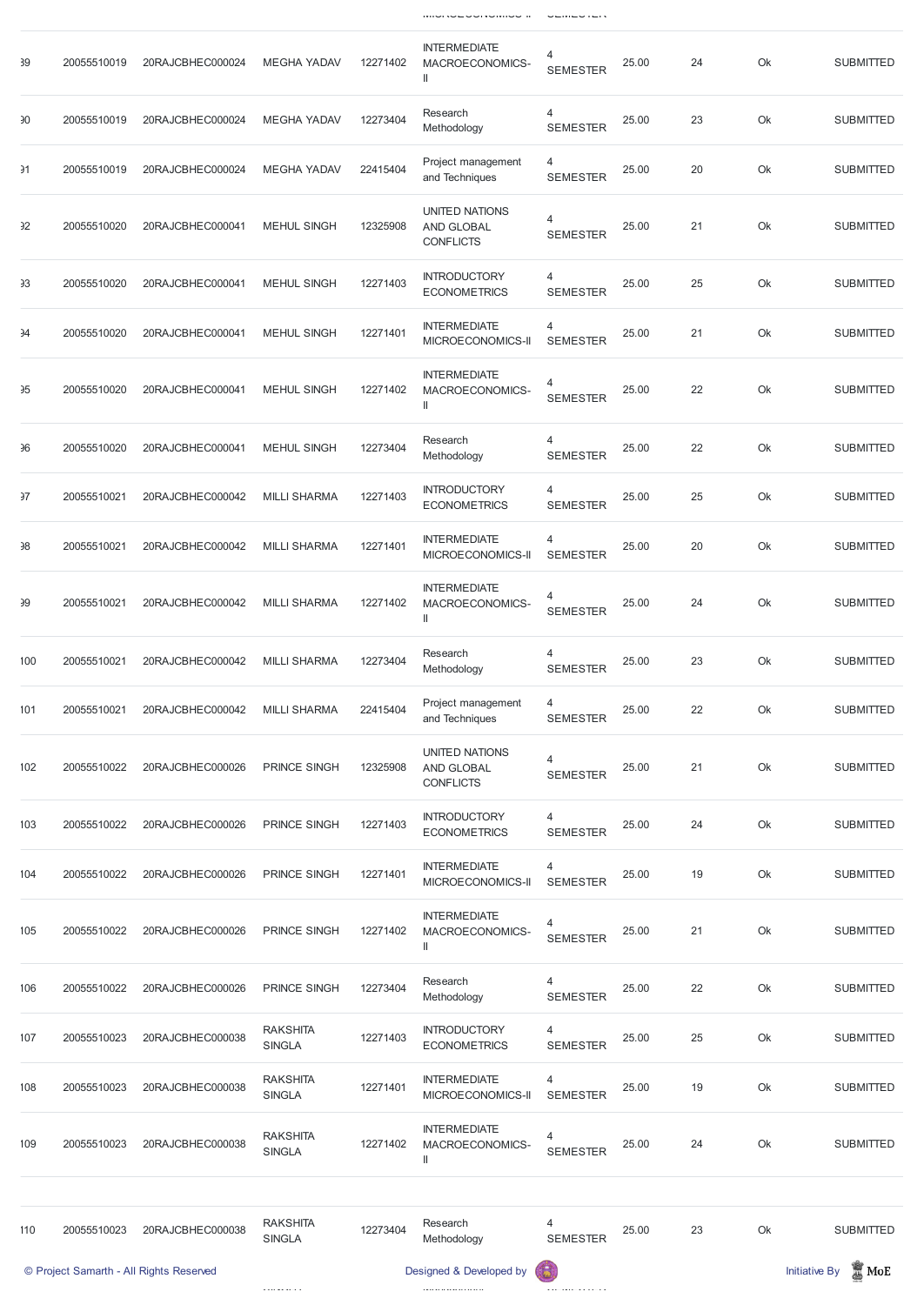| 89 | 20055510019 | 20RAJCBHEC000024 | MEGHA YADAV | 12271402 | INTERMEDIATE MACROECONOMICS-II | 4 SEMESTER | 25.00 | 24 | Ok | SUBMITTED |
|---|---|---|---|---|---|---|---|---|---|---|
| 90 | 20055510019 | 20RAJCBHEC000024 | MEGHA YADAV | 12273404 | Research Methodology | 4 SEMESTER | 25.00 | 23 | Ok | SUBMITTED |
| 91 | 20055510019 | 20RAJCBHEC000024 | MEGHA YADAV | 22415404 | Project management and Techniques | 4 SEMESTER | 25.00 | 20 | Ok | SUBMITTED |
| 92 | 20055510020 | 20RAJCBHEC000041 | MEHUL SINGH | 12325908 | UNITED NATIONS AND GLOBAL CONFLICTS | 4 SEMESTER | 25.00 | 21 | Ok | SUBMITTED |
| 93 | 20055510020 | 20RAJCBHEC000041 | MEHUL SINGH | 12271403 | INTRODUCTORY ECONOMETRICS | 4 SEMESTER | 25.00 | 25 | Ok | SUBMITTED |
| 94 | 20055510020 | 20RAJCBHEC000041 | MEHUL SINGH | 12271401 | INTERMEDIATE MICROECONOMICS-II | 4 SEMESTER | 25.00 | 21 | Ok | SUBMITTED |
| 95 | 20055510020 | 20RAJCBHEC000041 | MEHUL SINGH | 12271402 | INTERMEDIATE MACROECONOMICS-II | 4 SEMESTER | 25.00 | 22 | Ok | SUBMITTED |
| 96 | 20055510020 | 20RAJCBHEC000041 | MEHUL SINGH | 12273404 | Research Methodology | 4 SEMESTER | 25.00 | 22 | Ok | SUBMITTED |
| 97 | 20055510021 | 20RAJCBHEC000042 | MILLI SHARMA | 12271403 | INTRODUCTORY ECONOMETRICS | 4 SEMESTER | 25.00 | 25 | Ok | SUBMITTED |
| 98 | 20055510021 | 20RAJCBHEC000042 | MILLI SHARMA | 12271401 | INTERMEDIATE MICROECONOMICS-II | 4 SEMESTER | 25.00 | 20 | Ok | SUBMITTED |
| 99 | 20055510021 | 20RAJCBHEC000042 | MILLI SHARMA | 12271402 | INTERMEDIATE MACROECONOMICS-II | 4 SEMESTER | 25.00 | 24 | Ok | SUBMITTED |
| 100 | 20055510021 | 20RAJCBHEC000042 | MILLI SHARMA | 12273404 | Research Methodology | 4 SEMESTER | 25.00 | 23 | Ok | SUBMITTED |
| 101 | 20055510021 | 20RAJCBHEC000042 | MILLI SHARMA | 22415404 | Project management and Techniques | 4 SEMESTER | 25.00 | 22 | Ok | SUBMITTED |
| 102 | 20055510022 | 20RAJCBHEC000026 | PRINCE SINGH | 12325908 | UNITED NATIONS AND GLOBAL CONFLICTS | 4 SEMESTER | 25.00 | 21 | Ok | SUBMITTED |
| 103 | 20055510022 | 20RAJCBHEC000026 | PRINCE SINGH | 12271403 | INTRODUCTORY ECONOMETRICS | 4 SEMESTER | 25.00 | 24 | Ok | SUBMITTED |
| 104 | 20055510022 | 20RAJCBHEC000026 | PRINCE SINGH | 12271401 | INTERMEDIATE MICROECONOMICS-II | 4 SEMESTER | 25.00 | 19 | Ok | SUBMITTED |
| 105 | 20055510022 | 20RAJCBHEC000026 | PRINCE SINGH | 12271402 | INTERMEDIATE MACROECONOMICS-II | 4 SEMESTER | 25.00 | 21 | Ok | SUBMITTED |
| 106 | 20055510022 | 20RAJCBHEC000026 | PRINCE SINGH | 12273404 | Research Methodology | 4 SEMESTER | 25.00 | 22 | Ok | SUBMITTED |
| 107 | 20055510023 | 20RAJCBHEC000038 | RAKSHITA SINGLA | 12271403 | INTRODUCTORY ECONOMETRICS | 4 SEMESTER | 25.00 | 25 | Ok | SUBMITTED |
| 108 | 20055510023 | 20RAJCBHEC000038 | RAKSHITA SINGLA | 12271401 | INTERMEDIATE MICROECONOMICS-II | 4 SEMESTER | 25.00 | 19 | Ok | SUBMITTED |
| 109 | 20055510023 | 20RAJCBHEC000038 | RAKSHITA SINGLA | 12271402 | INTERMEDIATE MACROECONOMICS-II | 4 SEMESTER | 25.00 | 24 | Ok | SUBMITTED |
| 110 | 20055510023 | 20RAJCBHEC000038 | RAKSHITA SINGLA | 12273404 | Research Methodology | 4 SEMESTER | 25.00 | 23 | Ok | SUBMITTED |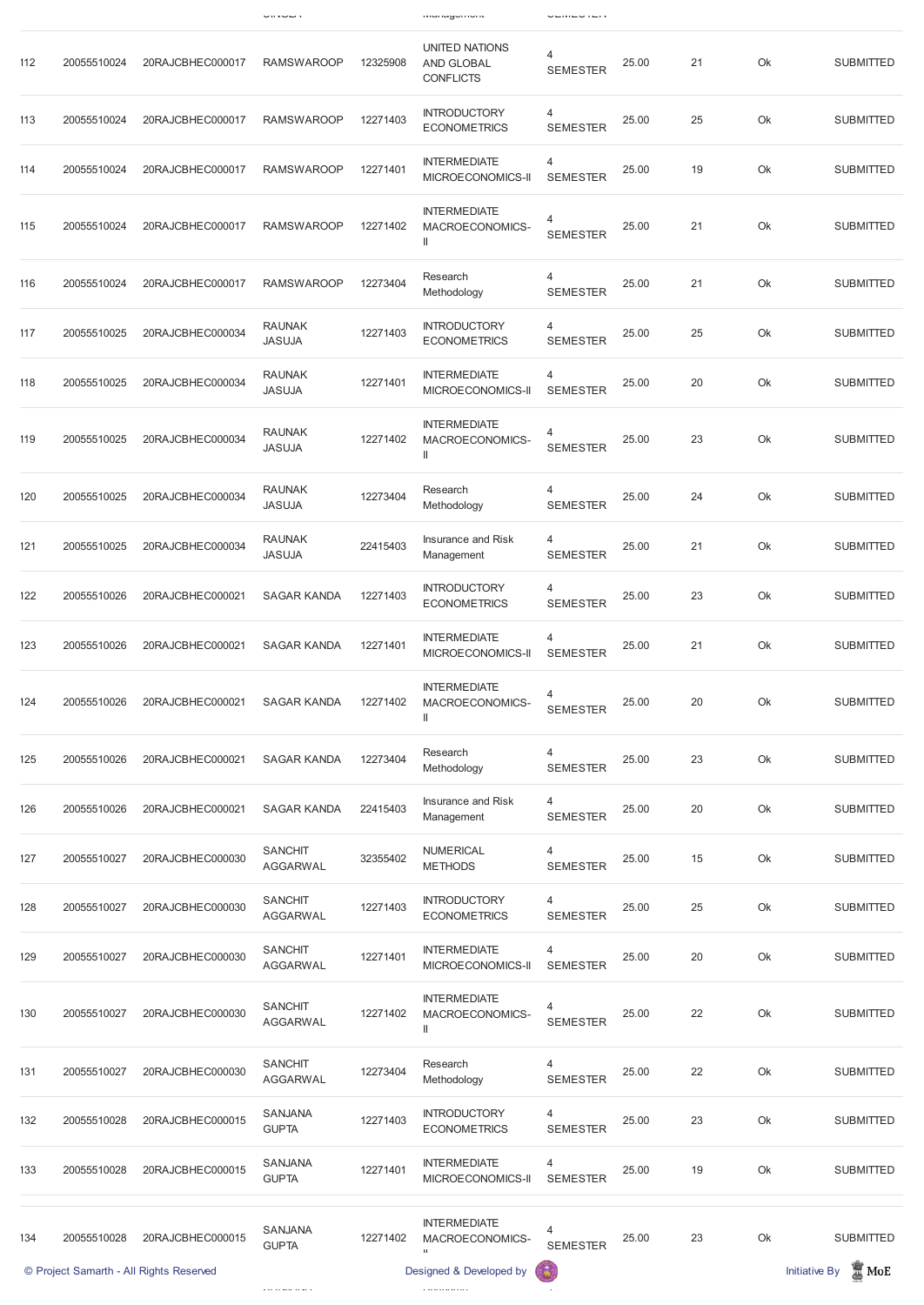| 112 | 20055510024 | 20RAJCBHEC000017 | RAMSWAROOP | 12325908 | UNITED NATIONS AND GLOBAL CONFLICTS | 4 SEMESTER | 25.00 | 21 | Ok | SUBMITTED |
|---|---|---|---|---|---|---|---|---|---|---|
| 113 | 20055510024 | 20RAJCBHEC000017 | RAMSWAROOP | 12271403 | INTRODUCTORY ECONOMETRICS | 4 SEMESTER | 25.00 | 25 | Ok | SUBMITTED |
| 114 | 20055510024 | 20RAJCBHEC000017 | RAMSWAROOP | 12271401 | INTERMEDIATE MICROECONOMICS-II | 4 SEMESTER | 25.00 | 19 | Ok | SUBMITTED |
| 115 | 20055510024 | 20RAJCBHEC000017 | RAMSWAROOP | 12271402 | INTERMEDIATE MACROECONOMICS-II | 4 SEMESTER | 25.00 | 21 | Ok | SUBMITTED |
| 116 | 20055510024 | 20RAJCBHEC000017 | RAMSWAROOP | 12273404 | Research Methodology | 4 SEMESTER | 25.00 | 21 | Ok | SUBMITTED |
| 117 | 20055510025 | 20RAJCBHEC000034 | RAUNAK JASUJA | 12271403 | INTRODUCTORY ECONOMETRICS | 4 SEMESTER | 25.00 | 25 | Ok | SUBMITTED |
| 118 | 20055510025 | 20RAJCBHEC000034 | RAUNAK JASUJA | 12271401 | INTERMEDIATE MICROECONOMICS-II | 4 SEMESTER | 25.00 | 20 | Ok | SUBMITTED |
| 119 | 20055510025 | 20RAJCBHEC000034 | RAUNAK JASUJA | 12271402 | INTERMEDIATE MACROECONOMICS-II | 4 SEMESTER | 25.00 | 23 | Ok | SUBMITTED |
| 120 | 20055510025 | 20RAJCBHEC000034 | RAUNAK JASUJA | 12273404 | Research Methodology | 4 SEMESTER | 25.00 | 24 | Ok | SUBMITTED |
| 121 | 20055510025 | 20RAJCBHEC000034 | RAUNAK JASUJA | 22415403 | Insurance and Risk Management | 4 SEMESTER | 25.00 | 21 | Ok | SUBMITTED |
| 122 | 20055510026 | 20RAJCBHEC000021 | SAGAR KANDA | 12271403 | INTRODUCTORY ECONOMETRICS | 4 SEMESTER | 25.00 | 23 | Ok | SUBMITTED |
| 123 | 20055510026 | 20RAJCBHEC000021 | SAGAR KANDA | 12271401 | INTERMEDIATE MICROECONOMICS-II | 4 SEMESTER | 25.00 | 21 | Ok | SUBMITTED |
| 124 | 20055510026 | 20RAJCBHEC000021 | SAGAR KANDA | 12271402 | INTERMEDIATE MACROECONOMICS-II | 4 SEMESTER | 25.00 | 20 | Ok | SUBMITTED |
| 125 | 20055510026 | 20RAJCBHEC000021 | SAGAR KANDA | 12273404 | Research Methodology | 4 SEMESTER | 25.00 | 23 | Ok | SUBMITTED |
| 126 | 20055510026 | 20RAJCBHEC000021 | SAGAR KANDA | 22415403 | Insurance and Risk Management | 4 SEMESTER | 25.00 | 20 | Ok | SUBMITTED |
| 127 | 20055510027 | 20RAJCBHEC000030 | SANCHIT AGGARWAL | 32355402 | NUMERICAL METHODS | 4 SEMESTER | 25.00 | 15 | Ok | SUBMITTED |
| 128 | 20055510027 | 20RAJCBHEC000030 | SANCHIT AGGARWAL | 12271403 | INTRODUCTORY ECONOMETRICS | 4 SEMESTER | 25.00 | 25 | Ok | SUBMITTED |
| 129 | 20055510027 | 20RAJCBHEC000030 | SANCHIT AGGARWAL | 12271401 | INTERMEDIATE MICROECONOMICS-II | 4 SEMESTER | 25.00 | 20 | Ok | SUBMITTED |
| 130 | 20055510027 | 20RAJCBHEC000030 | SANCHIT AGGARWAL | 12271402 | INTERMEDIATE MACROECONOMICS-II | 4 SEMESTER | 25.00 | 22 | Ok | SUBMITTED |
| 131 | 20055510027 | 20RAJCBHEC000030 | SANCHIT AGGARWAL | 12273404 | Research Methodology | 4 SEMESTER | 25.00 | 22 | Ok | SUBMITTED |
| 132 | 20055510028 | 20RAJCBHEC000015 | SANJANA GUPTA | 12271403 | INTRODUCTORY ECONOMETRICS | 4 SEMESTER | 25.00 | 23 | Ok | SUBMITTED |
| 133 | 20055510028 | 20RAJCBHEC000015 | SANJANA GUPTA | 12271401 | INTERMEDIATE MICROECONOMICS-II | 4 SEMESTER | 25.00 | 19 | Ok | SUBMITTED |
| 134 | 20055510028 | 20RAJCBHEC000015 | SANJANA GUPTA | 12271402 | INTERMEDIATE MACROECONOMICS-II | 4 SEMESTER | 25.00 | 23 | Ok | SUBMITTED |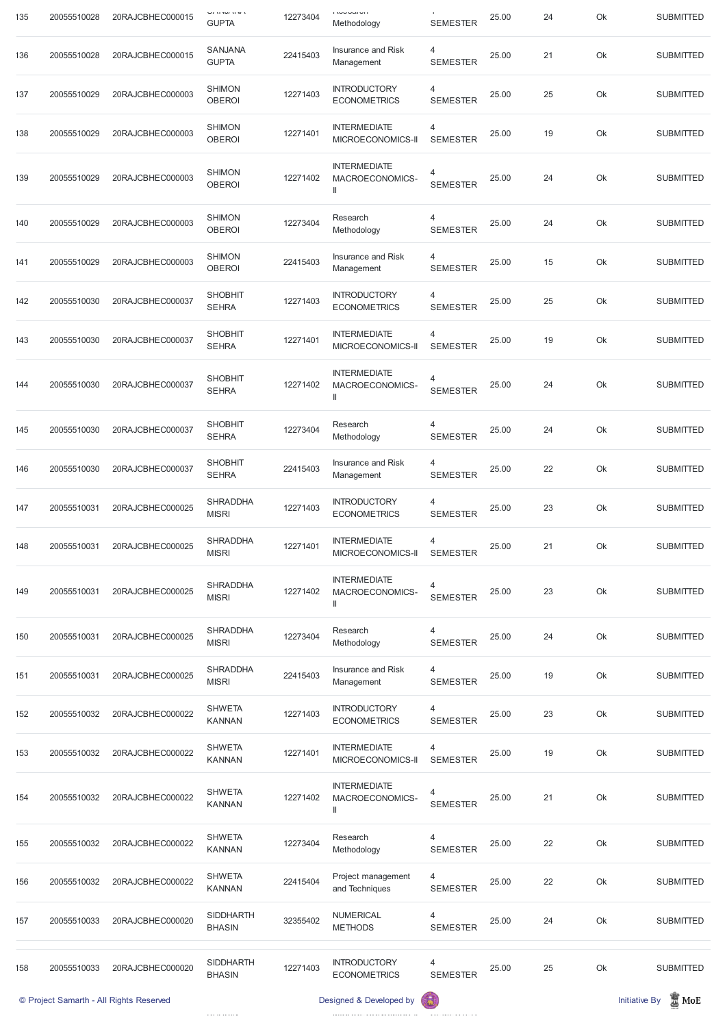| 135 | 20055510028 | 20RAJCBHEC000015 | SANJANA GUPTA | 12273404 | Research Methodology | 4 SEMESTER | 25.00 | 24 | Ok | SUBMITTED |
|---|---|---|---|---|---|---|---|---|---|---|
| 136 | 20055510028 | 20RAJCBHEC000015 | SANJANA GUPTA | 22415403 | Insurance and Risk Management | 4 SEMESTER | 25.00 | 21 | Ok | SUBMITTED |
| 137 | 20055510029 | 20RAJCBHEC000003 | SHIMON OBEROI | 12271403 | INTRODUCTORY ECONOMETRICS | 4 SEMESTER | 25.00 | 25 | Ok | SUBMITTED |
| 138 | 20055510029 | 20RAJCBHEC000003 | SHIMON OBEROI | 12271401 | INTERMEDIATE MICROECONOMICS-II | 4 SEMESTER | 25.00 | 19 | Ok | SUBMITTED |
| 139 | 20055510029 | 20RAJCBHEC000003 | SHIMON OBEROI | 12271402 | INTERMEDIATE MACROECONOMICS-II | 4 SEMESTER | 25.00 | 24 | Ok | SUBMITTED |
| 140 | 20055510029 | 20RAJCBHEC000003 | SHIMON OBEROI | 12273404 | Research Methodology | 4 SEMESTER | 25.00 | 24 | Ok | SUBMITTED |
| 141 | 20055510029 | 20RAJCBHEC000003 | SHIMON OBEROI | 22415403 | Insurance and Risk Management | 4 SEMESTER | 25.00 | 15 | Ok | SUBMITTED |
| 142 | 20055510030 | 20RAJCBHEC000037 | SHOBHIT SEHRA | 12271403 | INTRODUCTORY ECONOMETRICS | 4 SEMESTER | 25.00 | 25 | Ok | SUBMITTED |
| 143 | 20055510030 | 20RAJCBHEC000037 | SHOBHIT SEHRA | 12271401 | INTERMEDIATE MICROECONOMICS-II | 4 SEMESTER | 25.00 | 19 | Ok | SUBMITTED |
| 144 | 20055510030 | 20RAJCBHEC000037 | SHOBHIT SEHRA | 12271402 | INTERMEDIATE MACROECONOMICS-II | 4 SEMESTER | 25.00 | 24 | Ok | SUBMITTED |
| 145 | 20055510030 | 20RAJCBHEC000037 | SHOBHIT SEHRA | 12273404 | Research Methodology | 4 SEMESTER | 25.00 | 24 | Ok | SUBMITTED |
| 146 | 20055510030 | 20RAJCBHEC000037 | SHOBHIT SEHRA | 22415403 | Insurance and Risk Management | 4 SEMESTER | 25.00 | 22 | Ok | SUBMITTED |
| 147 | 20055510031 | 20RAJCBHEC000025 | SHRADDHA MISRI | 12271403 | INTRODUCTORY ECONOMETRICS | 4 SEMESTER | 25.00 | 23 | Ok | SUBMITTED |
| 148 | 20055510031 | 20RAJCBHEC000025 | SHRADDHA MISRI | 12271401 | INTERMEDIATE MICROECONOMICS-II | 4 SEMESTER | 25.00 | 21 | Ok | SUBMITTED |
| 149 | 20055510031 | 20RAJCBHEC000025 | SHRADDHA MISRI | 12271402 | INTERMEDIATE MACROECONOMICS-II | 4 SEMESTER | 25.00 | 23 | Ok | SUBMITTED |
| 150 | 20055510031 | 20RAJCBHEC000025 | SHRADDHA MISRI | 12273404 | Research Methodology | 4 SEMESTER | 25.00 | 24 | Ok | SUBMITTED |
| 151 | 20055510031 | 20RAJCBHEC000025 | SHRADDHA MISRI | 22415403 | Insurance and Risk Management | 4 SEMESTER | 25.00 | 19 | Ok | SUBMITTED |
| 152 | 20055510032 | 20RAJCBHEC000022 | SHWETA KANNAN | 12271403 | INTRODUCTORY ECONOMETRICS | 4 SEMESTER | 25.00 | 23 | Ok | SUBMITTED |
| 153 | 20055510032 | 20RAJCBHEC000022 | SHWETA KANNAN | 12271401 | INTERMEDIATE MICROECONOMICS-II | 4 SEMESTER | 25.00 | 19 | Ok | SUBMITTED |
| 154 | 20055510032 | 20RAJCBHEC000022 | SHWETA KANNAN | 12271402 | INTERMEDIATE MACROECONOMICS-II | 4 SEMESTER | 25.00 | 21 | Ok | SUBMITTED |
| 155 | 20055510032 | 20RAJCBHEC000022 | SHWETA KANNAN | 12273404 | Research Methodology | 4 SEMESTER | 25.00 | 22 | Ok | SUBMITTED |
| 156 | 20055510032 | 20RAJCBHEC000022 | SHWETA KANNAN | 22415404 | Project management and Techniques | 4 SEMESTER | 25.00 | 22 | Ok | SUBMITTED |
| 157 | 20055510033 | 20RAJCBHEC000020 | SIDDHARTH BHASIN | 32355402 | NUMERICAL METHODS | 4 SEMESTER | 25.00 | 24 | Ok | SUBMITTED |
| 158 | 20055510033 | 20RAJCBHEC000020 | SIDDHARTH BHASIN | 12271403 | INTRODUCTORY ECONOMETRICS | 4 SEMESTER | 25.00 | 25 | Ok | SUBMITTED |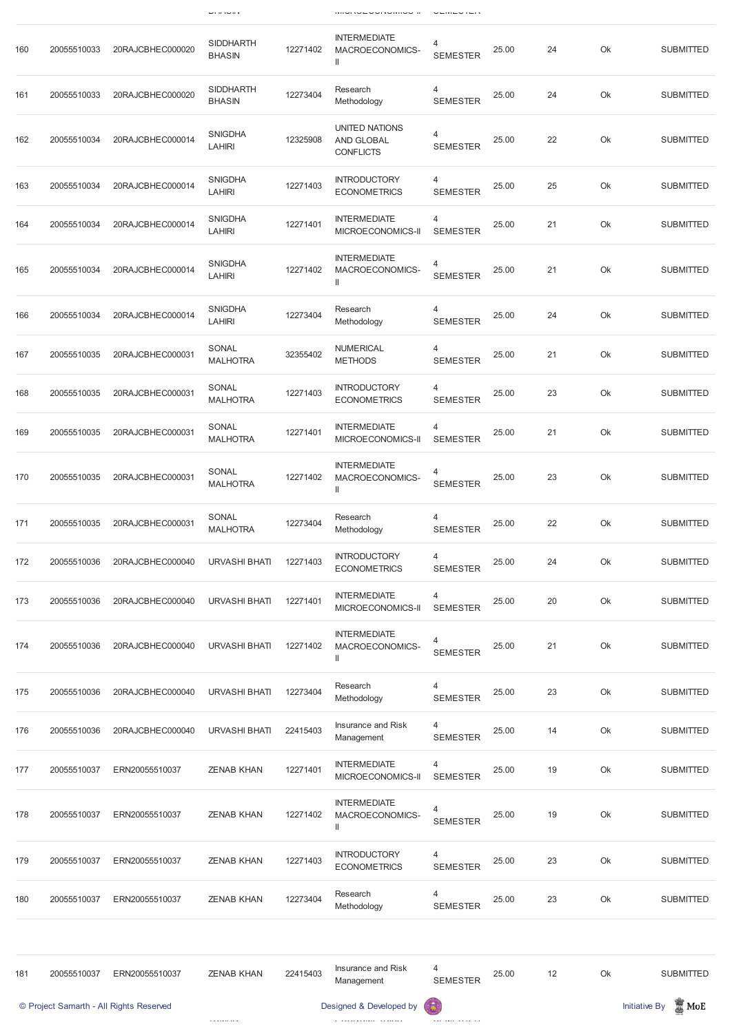| 160 | 20055510033 | 20RAJCBHEC000020 | SIDDHARTH BHASIN | 12271402 | INTERMEDIATE MACROECONOMICS-II | 4 SEMESTER | 25.00 | 24 | Ok | SUBMITTED |
|---|---|---|---|---|---|---|---|---|---|---|
| 161 | 20055510033 | 20RAJCBHEC000020 | SIDDHARTH BHASIN | 12273404 | Research Methodology | 4 SEMESTER | 25.00 | 24 | Ok | SUBMITTED |
| 162 | 20055510034 | 20RAJCBHEC000014 | SNIGDHA LAHIRI | 12325908 | UNITED NATIONS AND GLOBAL CONFLICTS | 4 SEMESTER | 25.00 | 22 | Ok | SUBMITTED |
| 163 | 20055510034 | 20RAJCBHEC000014 | SNIGDHA LAHIRI | 12271403 | INTRODUCTORY ECONOMETRICS | 4 SEMESTER | 25.00 | 25 | Ok | SUBMITTED |
| 164 | 20055510034 | 20RAJCBHEC000014 | SNIGDHA LAHIRI | 12271401 | INTERMEDIATE MICROECONOMICS-II | 4 SEMESTER | 25.00 | 21 | Ok | SUBMITTED |
| 165 | 20055510034 | 20RAJCBHEC000014 | SNIGDHA LAHIRI | 12271402 | INTERMEDIATE MACROECONOMICS-II | 4 SEMESTER | 25.00 | 21 | Ok | SUBMITTED |
| 166 | 20055510034 | 20RAJCBHEC000014 | SNIGDHA LAHIRI | 12273404 | Research Methodology | 4 SEMESTER | 25.00 | 24 | Ok | SUBMITTED |
| 167 | 20055510035 | 20RAJCBHEC000031 | SONAL MALHOTRA | 32355402 | NUMERICAL METHODS | 4 SEMESTER | 25.00 | 21 | Ok | SUBMITTED |
| 168 | 20055510035 | 20RAJCBHEC000031 | SONAL MALHOTRA | 12271403 | INTRODUCTORY ECONOMETRICS | 4 SEMESTER | 25.00 | 23 | Ok | SUBMITTED |
| 169 | 20055510035 | 20RAJCBHEC000031 | SONAL MALHOTRA | 12271401 | INTERMEDIATE MICROECONOMICS-II | 4 SEMESTER | 25.00 | 21 | Ok | SUBMITTED |
| 170 | 20055510035 | 20RAJCBHEC000031 | SONAL MALHOTRA | 12271402 | INTERMEDIATE MACROECONOMICS-II | 4 SEMESTER | 25.00 | 23 | Ok | SUBMITTED |
| 171 | 20055510035 | 20RAJCBHEC000031 | SONAL MALHOTRA | 12273404 | Research Methodology | 4 SEMESTER | 25.00 | 22 | Ok | SUBMITTED |
| 172 | 20055510036 | 20RAJCBHEC000040 | URVASHI BHATI | 12271403 | INTRODUCTORY ECONOMETRICS | 4 SEMESTER | 25.00 | 24 | Ok | SUBMITTED |
| 173 | 20055510036 | 20RAJCBHEC000040 | URVASHI BHATI | 12271401 | INTERMEDIATE MICROECONOMICS-II | 4 SEMESTER | 25.00 | 20 | Ok | SUBMITTED |
| 174 | 20055510036 | 20RAJCBHEC000040 | URVASHI BHATI | 12271402 | INTERMEDIATE MACROECONOMICS-II | 4 SEMESTER | 25.00 | 21 | Ok | SUBMITTED |
| 175 | 20055510036 | 20RAJCBHEC000040 | URVASHI BHATI | 12273404 | Research Methodology | 4 SEMESTER | 25.00 | 23 | Ok | SUBMITTED |
| 176 | 20055510036 | 20RAJCBHEC000040 | URVASHI BHATI | 22415403 | Insurance and Risk Management | 4 SEMESTER | 25.00 | 14 | Ok | SUBMITTED |
| 177 | 20055510037 | ERN20055510037 | ZENAB KHAN | 12271401 | INTERMEDIATE MICROECONOMICS-II | 4 SEMESTER | 25.00 | 19 | Ok | SUBMITTED |
| 178 | 20055510037 | ERN20055510037 | ZENAB KHAN | 12271402 | INTERMEDIATE MACROECONOMICS-II | 4 SEMESTER | 25.00 | 19 | Ok | SUBMITTED |
| 179 | 20055510037 | ERN20055510037 | ZENAB KHAN | 12271403 | INTRODUCTORY ECONOMETRICS | 4 SEMESTER | 25.00 | 23 | Ok | SUBMITTED |
| 180 | 20055510037 | ERN20055510037 | ZENAB KHAN | 12273404 | Research Methodology | 4 SEMESTER | 25.00 | 23 | Ok | SUBMITTED |
| 181 | 20055510037 | ERN20055510037 | ZENAB KHAN | 22415403 | Insurance and Risk Management | 4 SEMESTER | 25.00 | 12 | Ok | SUBMITTED |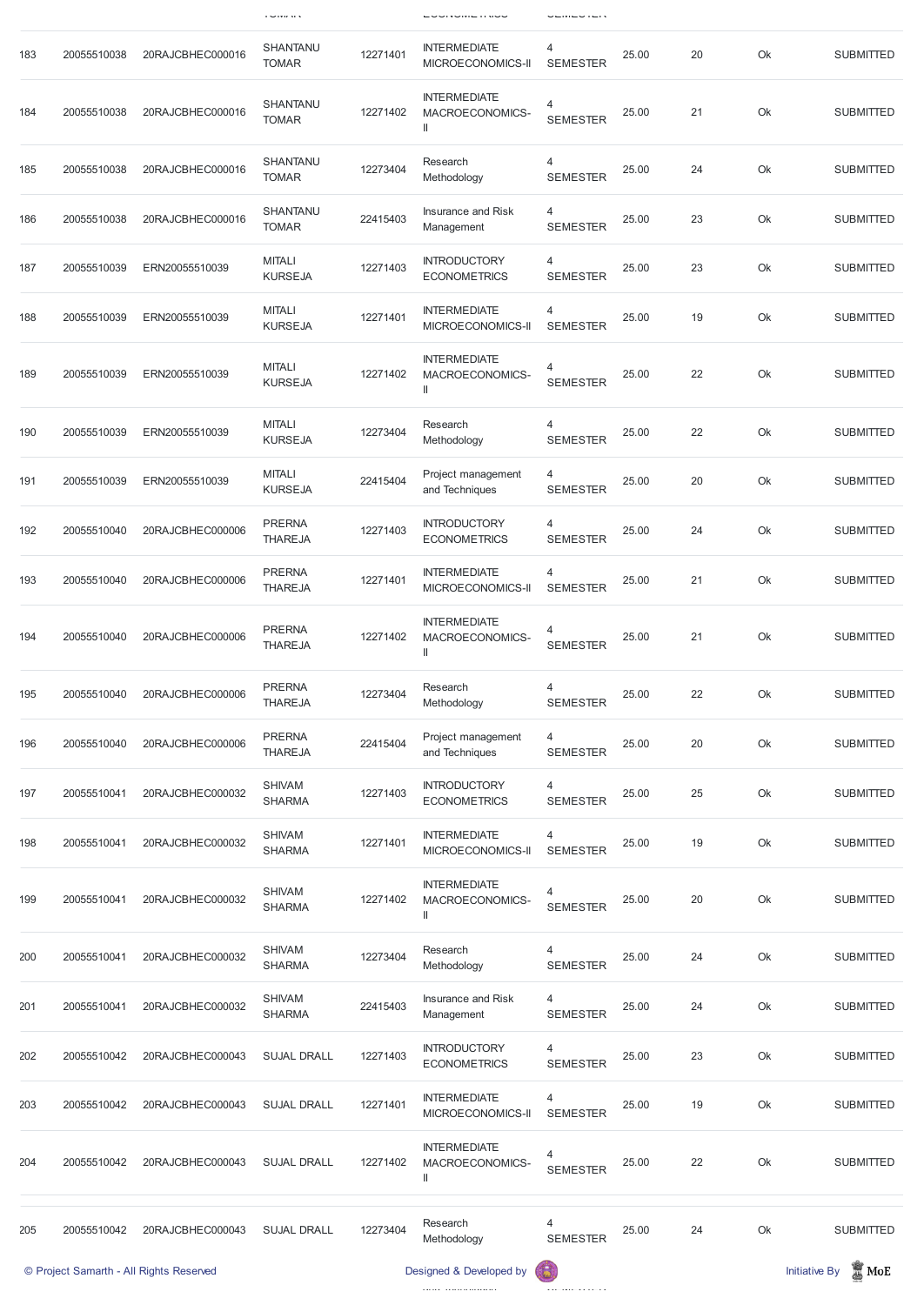| | | | | | | | | | | |
|---|---|---|---|---|---|---|---|---|---|---|
| 183 | 20055510038 | 20RAJCBHEC000016 | SHANTANU TOMAR | 12271401 | INTERMEDIATE MICROECONOMICS-II | 4 SEMESTER | 25.00 | 20 | Ok | SUBMITTED |
| 184 | 20055510038 | 20RAJCBHEC000016 | SHANTANU TOMAR | 12271402 | INTERMEDIATE MACROECONOMICS-II | 4 SEMESTER | 25.00 | 21 | Ok | SUBMITTED |
| 185 | 20055510038 | 20RAJCBHEC000016 | SHANTANU TOMAR | 12273404 | Research Methodology | 4 SEMESTER | 25.00 | 24 | Ok | SUBMITTED |
| 186 | 20055510038 | 20RAJCBHEC000016 | SHANTANU TOMAR | 22415403 | Insurance and Risk Management | 4 SEMESTER | 25.00 | 23 | Ok | SUBMITTED |
| 187 | 20055510039 | ERN20055510039 | MITALI KURSEJA | 12271403 | INTRODUCTORY ECONOMETRICS | 4 SEMESTER | 25.00 | 23 | Ok | SUBMITTED |
| 188 | 20055510039 | ERN20055510039 | MITALI KURSEJA | 12271401 | INTERMEDIATE MICROECONOMICS-II | 4 SEMESTER | 25.00 | 19 | Ok | SUBMITTED |
| 189 | 20055510039 | ERN20055510039 | MITALI KURSEJA | 12271402 | INTERMEDIATE MACROECONOMICS-II | 4 SEMESTER | 25.00 | 22 | Ok | SUBMITTED |
| 190 | 20055510039 | ERN20055510039 | MITALI KURSEJA | 12273404 | Research Methodology | 4 SEMESTER | 25.00 | 22 | Ok | SUBMITTED |
| 191 | 20055510039 | ERN20055510039 | MITALI KURSEJA | 22415404 | Project management and Techniques | 4 SEMESTER | 25.00 | 20 | Ok | SUBMITTED |
| 192 | 20055510040 | 20RAJCBHEC000006 | PRERNA THAREJA | 12271403 | INTRODUCTORY ECONOMETRICS | 4 SEMESTER | 25.00 | 24 | Ok | SUBMITTED |
| 193 | 20055510040 | 20RAJCBHEC000006 | PRERNA THAREJA | 12271401 | INTERMEDIATE MICROECONOMICS-II | 4 SEMESTER | 25.00 | 21 | Ok | SUBMITTED |
| 194 | 20055510040 | 20RAJCBHEC000006 | PRERNA THAREJA | 12271402 | INTERMEDIATE MACROECONOMICS-II | 4 SEMESTER | 25.00 | 21 | Ok | SUBMITTED |
| 195 | 20055510040 | 20RAJCBHEC000006 | PRERNA THAREJA | 12273404 | Research Methodology | 4 SEMESTER | 25.00 | 22 | Ok | SUBMITTED |
| 196 | 20055510040 | 20RAJCBHEC000006 | PRERNA THAREJA | 22415404 | Project management and Techniques | 4 SEMESTER | 25.00 | 20 | Ok | SUBMITTED |
| 197 | 20055510041 | 20RAJCBHEC000032 | SHIVAM SHARMA | 12271403 | INTRODUCTORY ECONOMETRICS | 4 SEMESTER | 25.00 | 25 | Ok | SUBMITTED |
| 198 | 20055510041 | 20RAJCBHEC000032 | SHIVAM SHARMA | 12271401 | INTERMEDIATE MICROECONOMICS-II | 4 SEMESTER | 25.00 | 19 | Ok | SUBMITTED |
| 199 | 20055510041 | 20RAJCBHEC000032 | SHIVAM SHARMA | 12271402 | INTERMEDIATE MACROECONOMICS-II | 4 SEMESTER | 25.00 | 20 | Ok | SUBMITTED |
| 200 | 20055510041 | 20RAJCBHEC000032 | SHIVAM SHARMA | 12273404 | Research Methodology | 4 SEMESTER | 25.00 | 24 | Ok | SUBMITTED |
| 201 | 20055510041 | 20RAJCBHEC000032 | SHIVAM SHARMA | 22415403 | Insurance and Risk Management | 4 SEMESTER | 25.00 | 24 | Ok | SUBMITTED |
| 202 | 20055510042 | 20RAJCBHEC000043 | SUJAL DRALL | 12271403 | INTRODUCTORY ECONOMETRICS | 4 SEMESTER | 25.00 | 23 | Ok | SUBMITTED |
| 203 | 20055510042 | 20RAJCBHEC000043 | SUJAL DRALL | 12271401 | INTERMEDIATE MICROECONOMICS-II | 4 SEMESTER | 25.00 | 19 | Ok | SUBMITTED |
| 204 | 20055510042 | 20RAJCBHEC000043 | SUJAL DRALL | 12271402 | INTERMEDIATE MACROECONOMICS-II | 4 SEMESTER | 25.00 | 22 | Ok | SUBMITTED |
| 205 | 20055510042 | 20RAJCBHEC000043 | SUJAL DRALL | 12273404 | Research Methodology | 4 SEMESTER | 25.00 | 24 | Ok | SUBMITTED |

© Project Samarth - All Rights Reserved    Designed & Developed by    Initiative By MoE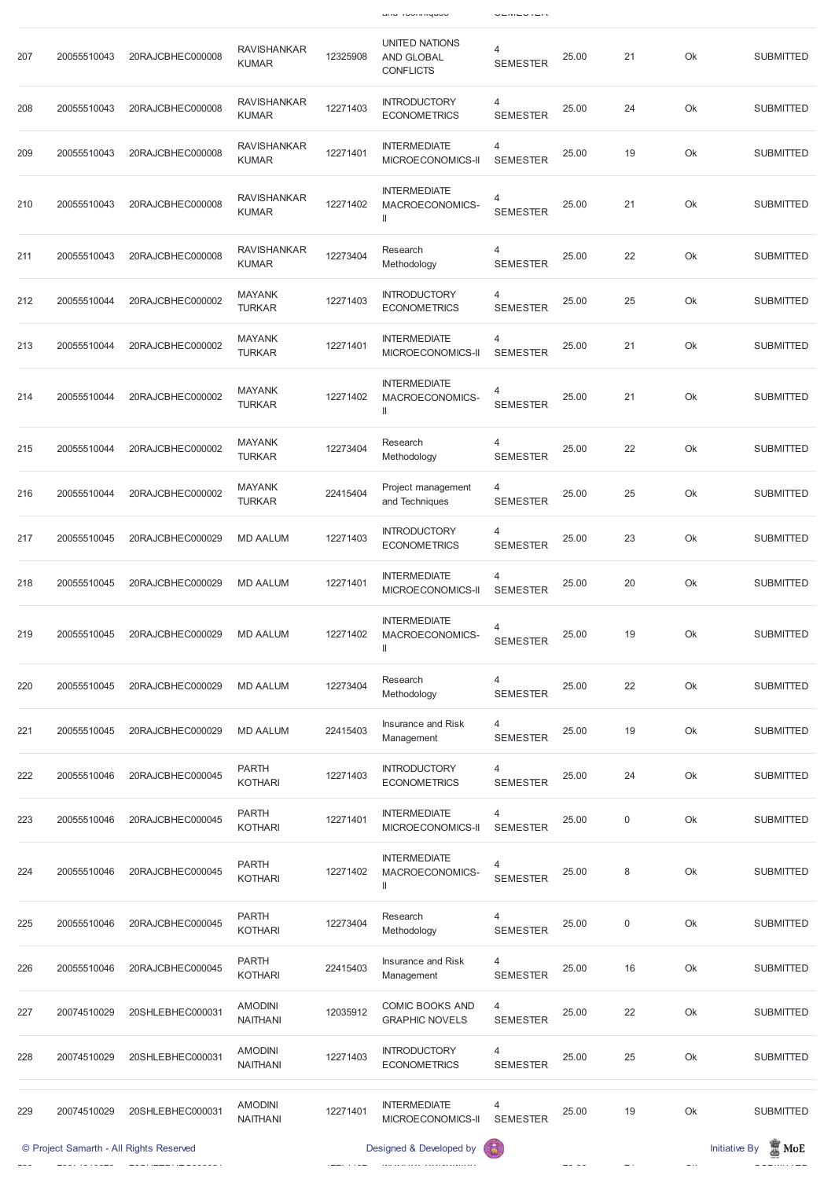| 207 | 20055510043 | 20RAJCBHEC000008 | RAVISHANKAR KUMAR | 12325908 | UNITED NATIONS AND GLOBAL CONFLICTS | 4 SEMESTER | 25.00 | 21 | Ok | SUBMITTED |
|---|---|---|---|---|---|---|---|---|---|---|
| 208 | 20055510043 | 20RAJCBHEC000008 | RAVISHANKAR KUMAR | 12271403 | INTRODUCTORY ECONOMETRICS | 4 SEMESTER | 25.00 | 24 | Ok | SUBMITTED |
| 209 | 20055510043 | 20RAJCBHEC000008 | RAVISHANKAR KUMAR | 12271401 | INTERMEDIATE MICROECONOMICS-II | 4 SEMESTER | 25.00 | 19 | Ok | SUBMITTED |
| 210 | 20055510043 | 20RAJCBHEC000008 | RAVISHANKAR KUMAR | 12271402 | INTERMEDIATE MACROECONOMICS-II | 4 SEMESTER | 25.00 | 21 | Ok | SUBMITTED |
| 211 | 20055510043 | 20RAJCBHEC000008 | RAVISHANKAR KUMAR | 12273404 | Research Methodology | 4 SEMESTER | 25.00 | 22 | Ok | SUBMITTED |
| 212 | 20055510044 | 20RAJCBHEC000002 | MAYANK TURKAR | 12271403 | INTRODUCTORY ECONOMETRICS | 4 SEMESTER | 25.00 | 25 | Ok | SUBMITTED |
| 213 | 20055510044 | 20RAJCBHEC000002 | MAYANK TURKAR | 12271401 | INTERMEDIATE MICROECONOMICS-II | 4 SEMESTER | 25.00 | 21 | Ok | SUBMITTED |
| 214 | 20055510044 | 20RAJCBHEC000002 | MAYANK TURKAR | 12271402 | INTERMEDIATE MACROECONOMICS-II | 4 SEMESTER | 25.00 | 21 | Ok | SUBMITTED |
| 215 | 20055510044 | 20RAJCBHEC000002 | MAYANK TURKAR | 12273404 | Research Methodology | 4 SEMESTER | 25.00 | 22 | Ok | SUBMITTED |
| 216 | 20055510044 | 20RAJCBHEC000002 | MAYANK TURKAR | 22415404 | Project management and Techniques | 4 SEMESTER | 25.00 | 25 | Ok | SUBMITTED |
| 217 | 20055510045 | 20RAJCBHEC000029 | MD AALUM | 12271403 | INTRODUCTORY ECONOMETRICS | 4 SEMESTER | 25.00 | 23 | Ok | SUBMITTED |
| 218 | 20055510045 | 20RAJCBHEC000029 | MD AALUM | 12271401 | INTERMEDIATE MICROECONOMICS-II | 4 SEMESTER | 25.00 | 20 | Ok | SUBMITTED |
| 219 | 20055510045 | 20RAJCBHEC000029 | MD AALUM | 12271402 | INTERMEDIATE MACROECONOMICS-II | 4 SEMESTER | 25.00 | 19 | Ok | SUBMITTED |
| 220 | 20055510045 | 20RAJCBHEC000029 | MD AALUM | 12273404 | Research Methodology | 4 SEMESTER | 25.00 | 22 | Ok | SUBMITTED |
| 221 | 20055510045 | 20RAJCBHEC000029 | MD AALUM | 22415403 | Insurance and Risk Management | 4 SEMESTER | 25.00 | 19 | Ok | SUBMITTED |
| 222 | 20055510046 | 20RAJCBHEC000045 | PARTH KOTHARI | 12271403 | INTRODUCTORY ECONOMETRICS | 4 SEMESTER | 25.00 | 24 | Ok | SUBMITTED |
| 223 | 20055510046 | 20RAJCBHEC000045 | PARTH KOTHARI | 12271401 | INTERMEDIATE MICROECONOMICS-II | 4 SEMESTER | 25.00 | 0 | Ok | SUBMITTED |
| 224 | 20055510046 | 20RAJCBHEC000045 | PARTH KOTHARI | 12271402 | INTERMEDIATE MACROECONOMICS-II | 4 SEMESTER | 25.00 | 8 | Ok | SUBMITTED |
| 225 | 20055510046 | 20RAJCBHEC000045 | PARTH KOTHARI | 12273404 | Research Methodology | 4 SEMESTER | 25.00 | 0 | Ok | SUBMITTED |
| 226 | 20055510046 | 20RAJCBHEC000045 | PARTH KOTHARI | 22415403 | Insurance and Risk Management | 4 SEMESTER | 25.00 | 16 | Ok | SUBMITTED |
| 227 | 20074510029 | 20SHLEBHEC000031 | AMODINI NAITHANI | 12035912 | COMIC BOOKS AND GRAPHIC NOVELS | 4 SEMESTER | 25.00 | 22 | Ok | SUBMITTED |
| 228 | 20074510029 | 20SHLEBHEC000031 | AMODINI NAITHANI | 12271403 | INTRODUCTORY ECONOMETRICS | 4 SEMESTER | 25.00 | 25 | Ok | SUBMITTED |
| 229 | 20074510029 | 20SHLEBHEC000031 | AMODINI NAITHANI | 12271401 | INTERMEDIATE MICROECONOMICS-II | 4 SEMESTER | 25.00 | 19 | Ok | SUBMITTED |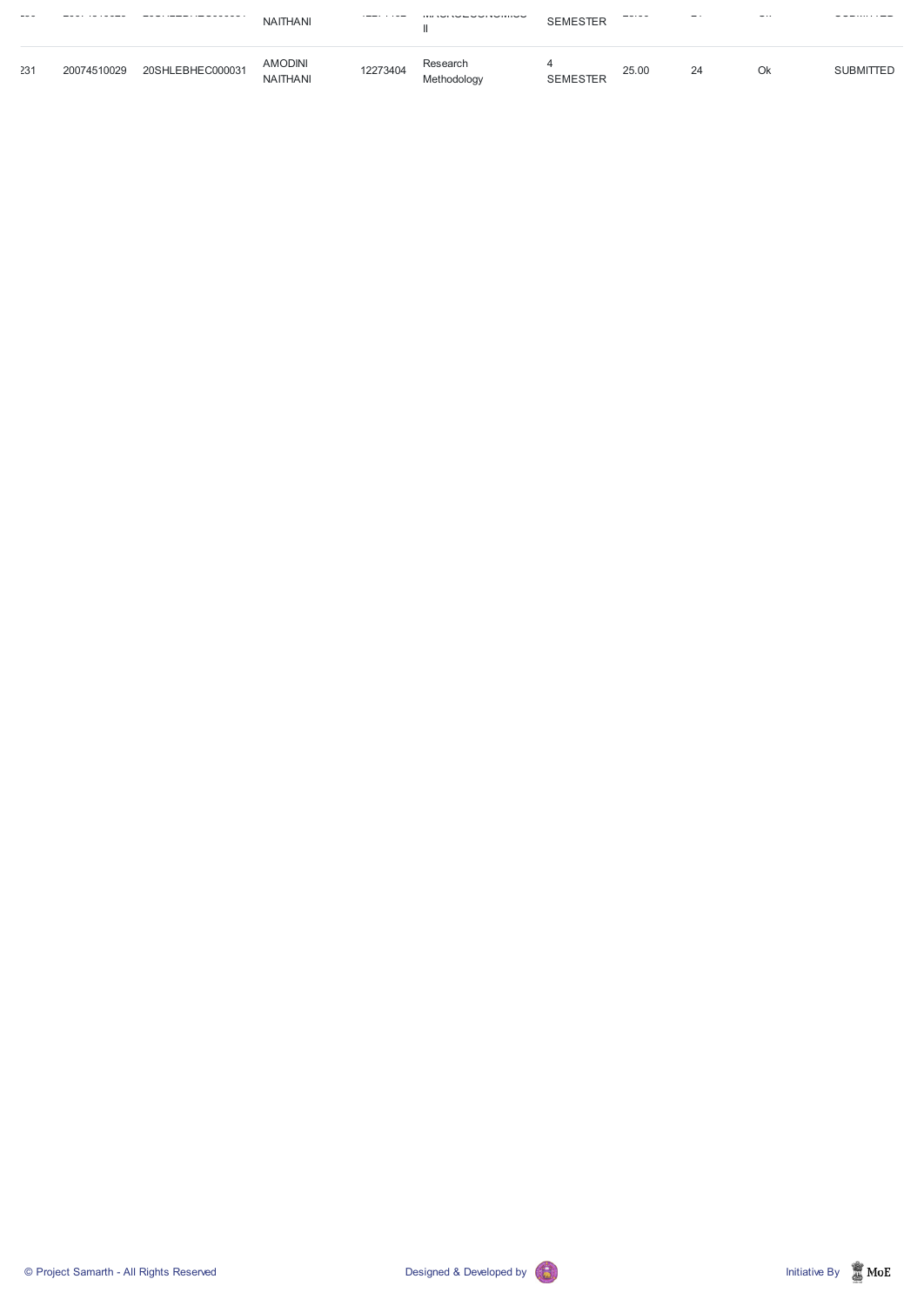| | | | | | | | | | | |
|---|---|---|---|---|---|---|---|---|---|---|
| | | | NAITHANI | | II | SEMESTER | | | | |
| 231 | 20074510029 | 20SHLEBHEC000031 | AMODINI NAITHANI | 12273404 | Research Methodology | 4 SEMESTER | 25.00 | 24 | Ok | SUBMITTED |

© Project Samarth - All Rights Reserved

Designed & Developed by

Initiative By MoE